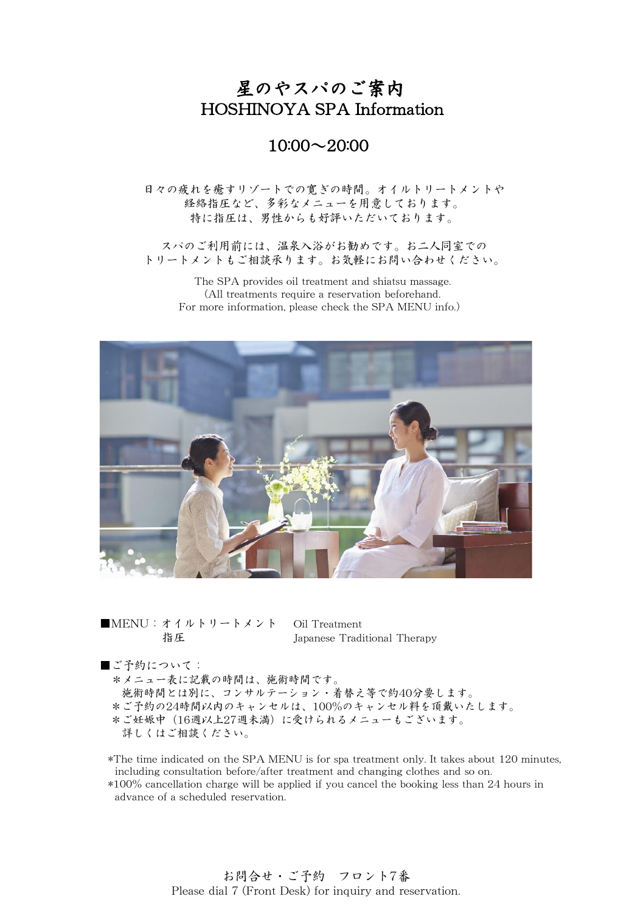# 星のやスパのご案内
# HOSHINOYA SPA Information

## 10:00～20:00

日々の疲れを癒すリゾートでの寛ぎの時間。オイルトリートメントや
経絡指圧など、多彩なメニューを用意しております。
特に指圧は、男性からも好評いただいております。

スパのご利用前には、温泉入浴がお勧めです。お二人同室での
トリートメントもご相談承ります。お気軽にお問い合わせください。

The SPA provides oil treatment and shiatsu massage.
(All treatments require a reservation beforehand.
For more information, please check the SPA MENU info.)

■MENU：オイルトリートメント　Oil Treatment
　　　　指圧　　　　　　　　Japanese Traditional Therapy

■ご予約について：

＊メニュー表に記載の時間は、施術時間です。
　施術時間とは別に、コンサルテーション・着替え等で約40分要します。
＊ご予約の24時間以内のキャンセルは、100%のキャンセル料を頂戴いたします。
＊ご妊娠中（16週以上27週未満）に受けられるメニューもございます。
　詳しくはご相談ください。

*The time indicated on the SPA MENU is for spa treatment only. It takes about 120 minutes, including consultation before/after treatment and changing clothes and so on.
*100% cancellation charge will be applied if you cancel the booking less than 24 hours in advance of a scheduled reservation.

お問合せ・ご予約　フロント7番
Please dial 7 (Front Desk) for inquiry and reservation.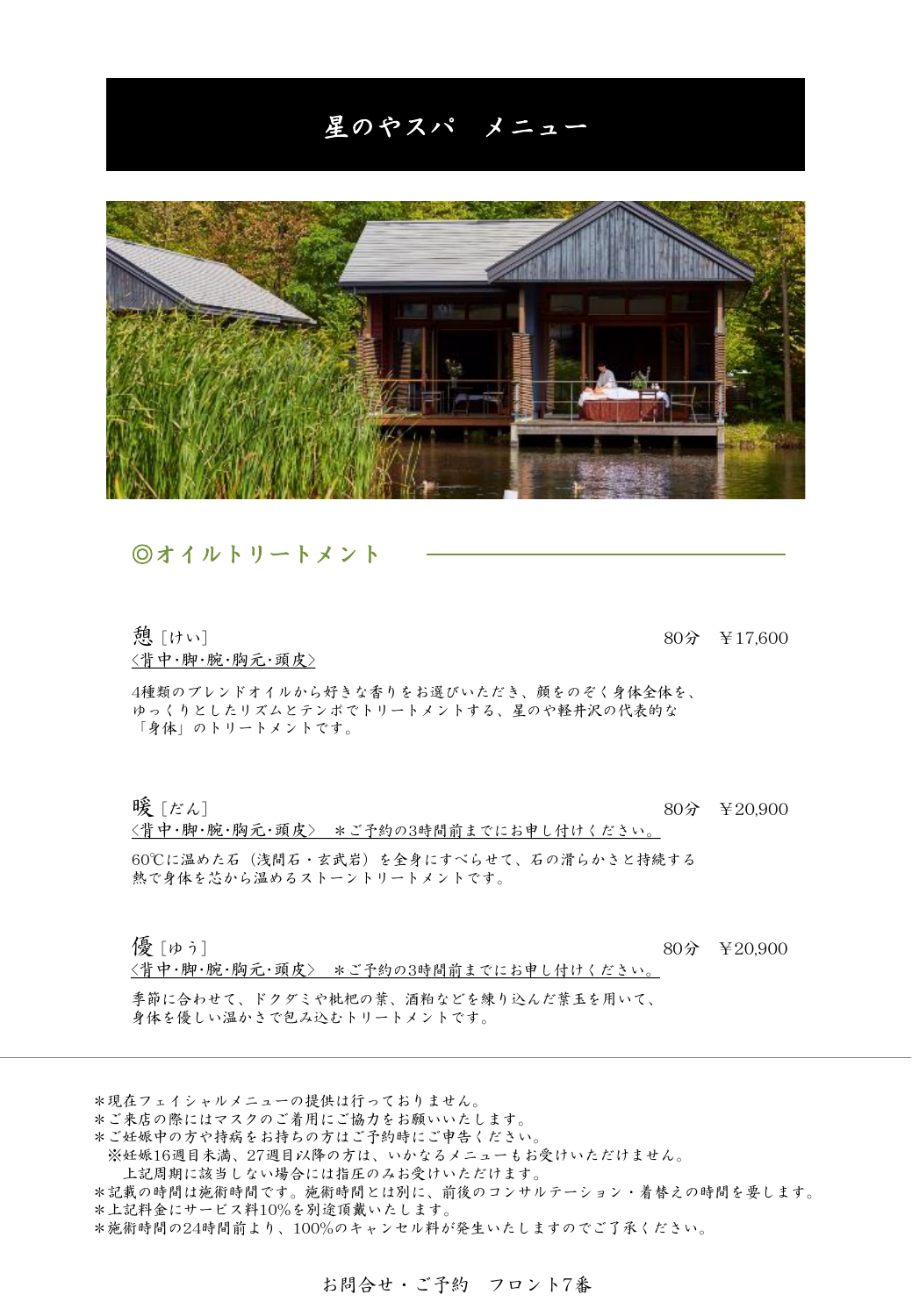# 星のやスパ　メニュー

## ◎オイルトリートメント

**憩**［けい］　80分　￥17,600

<背中・脚・腕・胸元・頭皮>

4種類のブレンドオイルから好きな香りをお選びいただき、顔をのぞく身体全体を、ゆっくりとしたリズムとテンポでトリートメントする、星のや軽井沢の代表的な「身体」のトリートメントです。

**暖**［だん］　80分　￥20,900

<背中・脚・腕・胸元・頭皮>　＊ご予約の3時間前までにお申し付けください。

60℃に温めた石（浅間石・玄武岩）を全身にすべらせて、石の滑らかさと持続する熱で身体を芯から温めるストーントリートメントです。

**優**［ゆう］　80分　￥20,900

<背中・脚・腕・胸元・頭皮>　＊ご予約の3時間前までにお申し付けください。

季節に合わせて、ドクダミや枇杷の葉、酒粕などを練り込んだ葉玉を用いて、身体を優しい温かさで包み込むトリートメントです。

---

＊現在フェイシャルメニューの提供は行っておりません。
＊ご来店の際にはマスクのご着用にご協力をお願いいたします。
＊ご妊娠中の方や持病をお持ちの方はご予約時にご申告ください。
　※妊娠16週目未満、27週目以降の方は、いかなるメニューもお受けいただけません。
　　上記周期に該当しない場合には指圧のみお受けいただけます。
＊記載の時間は施術時間です。施術時間とは別に、前後のコンサルテーション・着替えの時間を要します。
＊上記料金にサービス料10%を別途頂戴いたします。
＊施術時間の24時間前より、100%のキャンセル料が発生いたしますのでご了承ください。

お問合せ・ご予約　フロント7番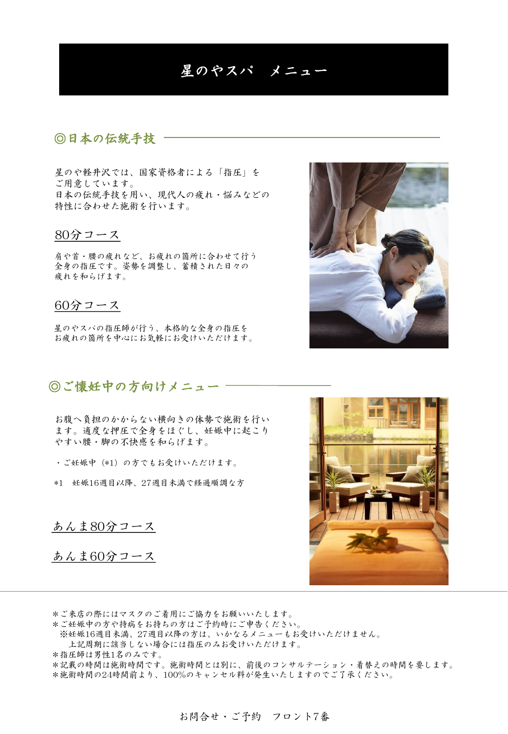# 星のやスパ　メニュー

## ◎日本の伝統手技

星のや軽井沢では、国家資格者による「指圧」をご用意しています。
日本の伝統手技を用い、現代人の疲れ・悩みなどの特性に合わせた施術を行います。

### 80分コース

肩や首・腰の疲れなど、お疲れの箇所に合わせて行う全身の指圧です。姿勢を調整し、蓄積された日々の疲れを和らげます。

### 60分コース

星のやスパの指圧師が行う、本格的な全身の指圧をお疲れの箇所を中心にお気軽にお受けいただけます。

## ◎ご懐妊中の方向けメニュー

お腹へ負担のかからない横向きの体勢で施術を行います。適度な押圧で全身をほぐし、妊娠中に起こりやすい腰・脚の不快感を和らげます。

・ご妊娠中（*1）の方でもお受けいただけます。

*1　妊娠16週目以降、27週目未満で経過順調な方

### あんま80分コース

### あんま60分コース

---

＊ご来店の際にはマスクのご着用にご協力をお願いいたします。
＊ご妊娠中の方や持病をお持ちの方はご予約時にご申告ください。
　※妊娠16週目未満、27週目以降の方は、いかなるメニューもお受けいただけません。
　　上記周期に該当しない場合には指圧のみお受けいただけます。
＊指圧師は男性1名のみです。
＊記載の時間は施術時間です。施術時間とは別に、前後のコンサルテーション・着替えの時間を要します。
＊施術時間の24時間前より、100%のキャンセル料が発生いたしますのでご了承ください。

お問合せ・ご予約　フロント7番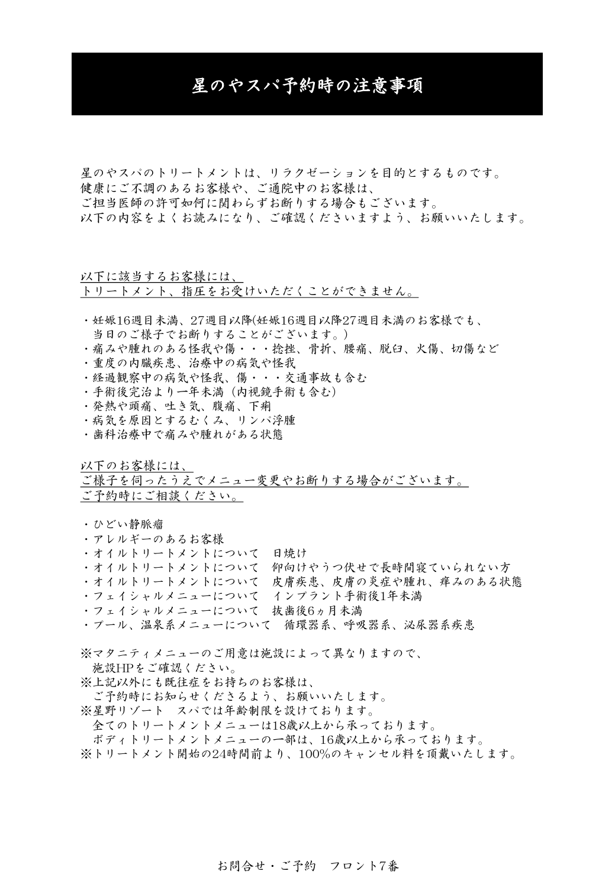# 星のやスパ予約時の注意事項

星のやスパのトリートメントは、リラクゼーションを目的とするものです。
健康にご不調のあるお客様や、ご通院中のお客様は、
ご担当医師の許可如何に関わらずお断りする場合もございます。
以下の内容をよくお読みになり、ご確認くださいますよう、お願いいたします。

以下に該当するお客様には、
トリートメント、指圧をお受けいただくことができません。

- 妊娠16週目未満、27週目以降(妊娠16週目以降27週目未満のお客様でも、当日のご様子でお断りすることがございます。)
- 痛みや腫れのある怪我や傷・・・捻挫、骨折、腰痛、脱臼、火傷、切傷など
- 重度の内臓疾患、治療中の病気や怪我
- 経過観察中の病気や怪我、傷・・・交通事故も含む
- 手術後完治より一年未満（内視鏡手術も含む）
- 発熱や頭痛、吐き気、腹痛、下痢
- 病気を原因とするむくみ、リンパ浮腫
- 歯科治療中で痛みや腫れがある状態

以下のお客様には、
ご様子を伺ったうえでメニュー変更やお断りする場合がございます。
ご予約時にご相談ください。

- ひどい静脈瘤
- アレルギーのあるお客様
- オイルトリートメントについて　日焼け
- オイルトリートメントについて　仰向けやうつ伏せで長時間寝ていられない方
- オイルトリートメントについて　皮膚疾患、皮膚の炎症や腫れ、痒みのある状態
- フェイシャルメニューについて　インプラント手術後1年未満
- フェイシャルメニューについて　抜歯後6ヵ月未満
- プール、温泉系メニューについて　循環器系、呼吸器系、泌尿器系疾患

※マタニティメニューのご用意は施設によって異なりますので、
　施設HPをご確認ください。
※上記以外にも既往症をお持ちのお客様は、
　ご予約時にお知らせくださるよう、お願いいたします。
※星野リゾート　スパでは年齢制限を設けております。
　全てのトリートメントメニューは18歳以上から承っております。
　ボディトリートメントメニューの一部は、16歳以上から承っております。
※トリートメント開始の24時間前より、100%のキャンセル料を頂戴いたします。

お問合せ・ご予約　フロント7番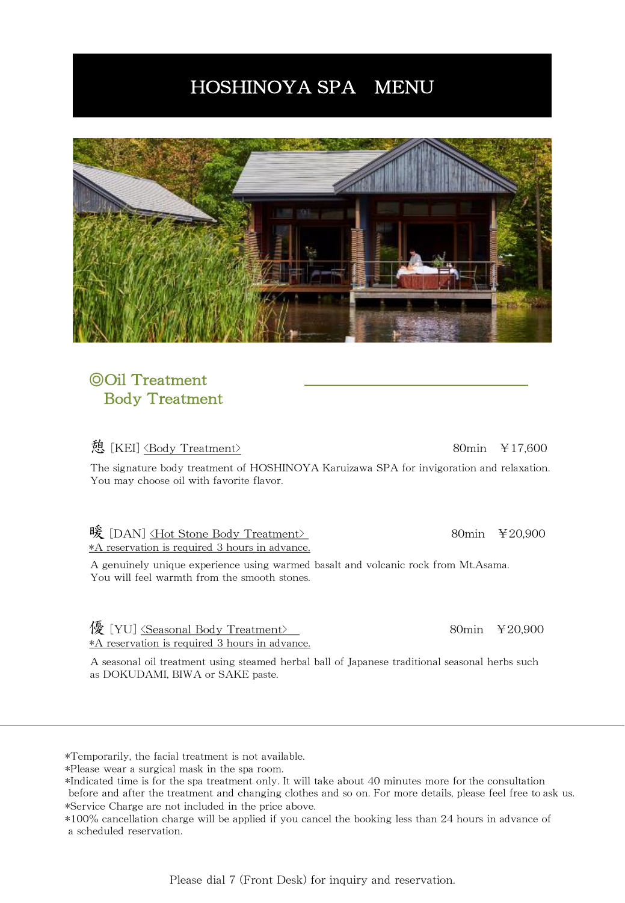# HOSHINOYA SPA　MENU

## ◎Oil Treatment
## Body Treatment

憩 [KEI] 〈Body Treatment〉 80min ￥17,600

The signature body treatment of HOSHINOYA Karuizawa SPA for invigoration and relaxation.
You may choose oil with favorite flavor.

暖 [DAN] 〈Hot Stone Body Treatment〉 80min ￥20,900
*A reservation is required 3 hours in advance.

A genuinely unique experience using warmed basalt and volcanic rock from Mt.Asama.
You will feel warmth from the smooth stones.

優 [YU] 〈Seasonal Body Treatment〉 80min ￥20,900
*A reservation is required 3 hours in advance.

A seasonal oil treatment using steamed herbal ball of Japanese traditional seasonal herbs such as DOKUDAMI, BIWA or SAKE paste.

---

*Temporarily, the facial treatment is not available.
*Please wear a surgical mask in the spa room.
*Indicated time is for the spa treatment only. It will take about 40 minutes more for the consultation before and after the treatment and changing clothes and so on. For more details, please feel free to ask us.
*Service Charge are not included in the price above.
*100% cancellation charge will be applied if you cancel the booking less than 24 hours in advance of a scheduled reservation.

Please dial 7 (Front Desk) for inquiry and reservation.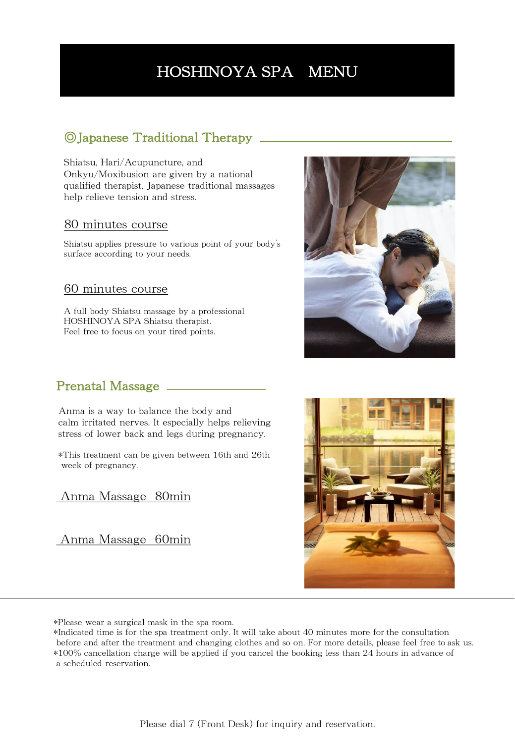# HOSHINOYA SPA　MENU

## ◎Japanese Traditional Therapy

Shiatsu, Hari/Acupuncture, and Onkyu/Moxibusion are given by a national qualified therapist. Japanese traditional massages help relieve tension and stress.

### 80 minutes course

Shiatsu applies pressure to various point of your body's surface according to your needs.

### 60 minutes course

A full body Shiatsu massage by a professional HOSHINOYA SPA Shiatsu therapist.
Feel free to focus on your tired points.

## Prenatal Massage

Anma is a way to balance the body and calm irritated nerves. It especially helps relieving stress of lower back and legs during pregnancy.

*This treatment can be given between 16th and 26th week of pregnancy.

### Anma Massage　80min

### Anma Massage　60min

---

*Please wear a surgical mask in the spa room.
*Indicated time is for the spa treatment only. It will take about 40 minutes more for the consultation before and after the treatment and changing clothes and so on. For more details, please feel free to ask us.
*100% cancellation charge will be applied if you cancel the booking less than 24 hours in advance of a scheduled reservation.

Please dial 7 (Front Desk) for inquiry and reservation.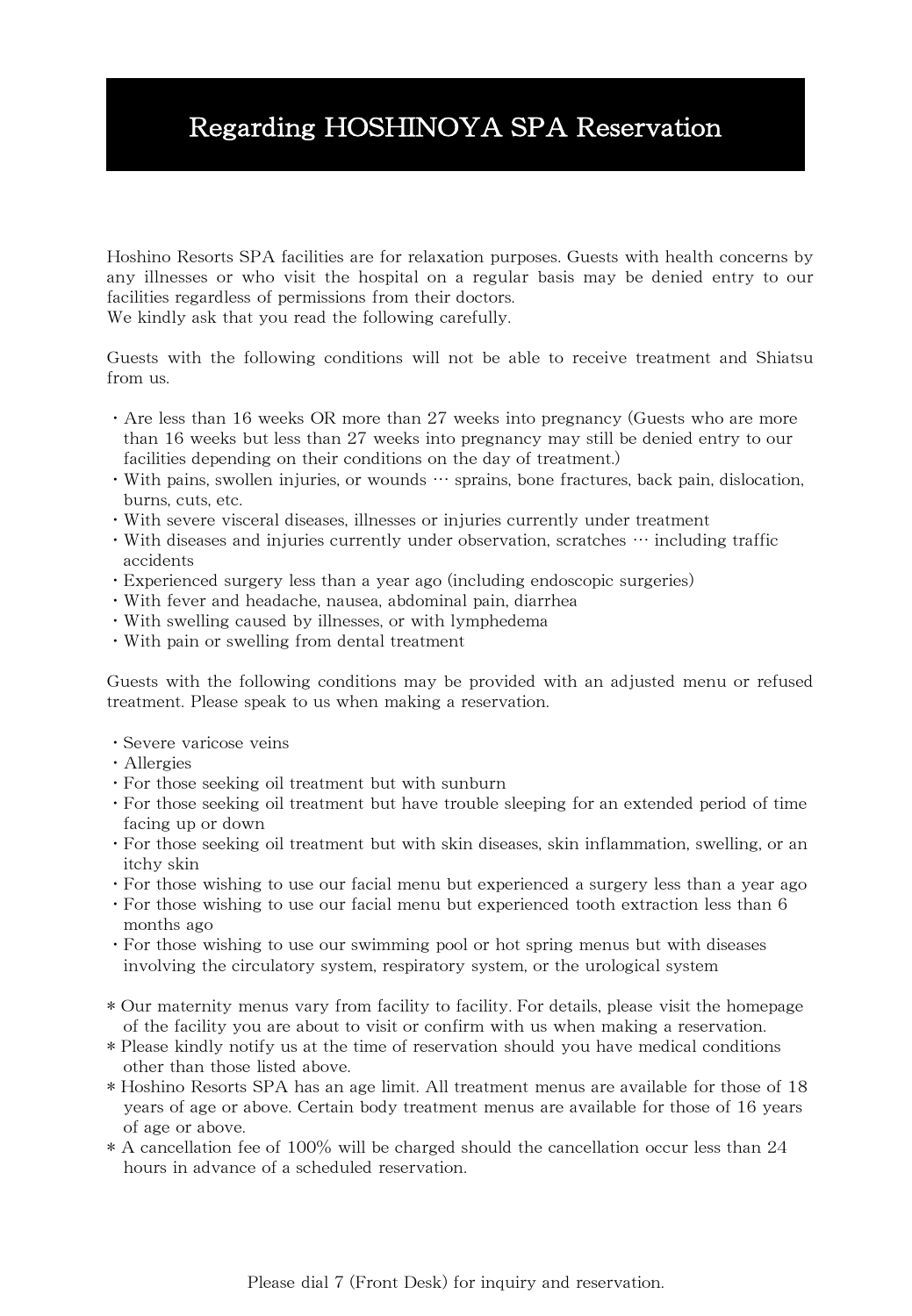# Regarding HOSHINOYA SPA Reservation

Hoshino Resorts SPA facilities are for relaxation purposes. Guests with health concerns by any illnesses or who visit the hospital on a regular basis may be denied entry to our facilities regardless of permissions from their doctors.
We kindly ask that you read the following carefully.

Guests with the following conditions will not be able to receive treatment and Shiatsu from us.

- Are less than 16 weeks OR more than 27 weeks into pregnancy (Guests who are more than 16 weeks but less than 27 weeks into pregnancy may still be denied entry to our facilities depending on their conditions on the day of treatment.)
- With pains, swollen injuries, or wounds … sprains, bone fractures, back pain, dislocation, burns, cuts, etc.
- With severe visceral diseases, illnesses or injuries currently under treatment
- With diseases and injuries currently under observation, scratches … including traffic accidents
- Experienced surgery less than a year ago (including endoscopic surgeries)
- With fever and headache, nausea, abdominal pain, diarrhea
- With swelling caused by illnesses, or with lymphedema
- With pain or swelling from dental treatment

Guests with the following conditions may be provided with an adjusted menu or refused treatment. Please speak to us when making a reservation.

- Severe varicose veins
- Allergies
- For those seeking oil treatment but with sunburn
- For those seeking oil treatment but have trouble sleeping for an extended period of time facing up or down
- For those seeking oil treatment but with skin diseases, skin inflammation, swelling, or an itchy skin
- For those wishing to use our facial menu but experienced a surgery less than a year ago
- For those wishing to use our facial menu but experienced tooth extraction less than 6 months ago
- For those wishing to use our swimming pool or hot spring menus but with diseases involving the circulatory system, respiratory system, or the urological system

* Our maternity menus vary from facility to facility. For details, please visit the homepage of the facility you are about to visit or confirm with us when making a reservation.
* Please kindly notify us at the time of reservation should you have medical conditions other than those listed above.
* Hoshino Resorts SPA has an age limit. All treatment menus are available for those of 18 years of age or above. Certain body treatment menus are available for those of 16 years of age or above.
* A cancellation fee of 100% will be charged should the cancellation occur less than 24 hours in advance of a scheduled reservation.

Please dial 7 (Front Desk) for inquiry and reservation.